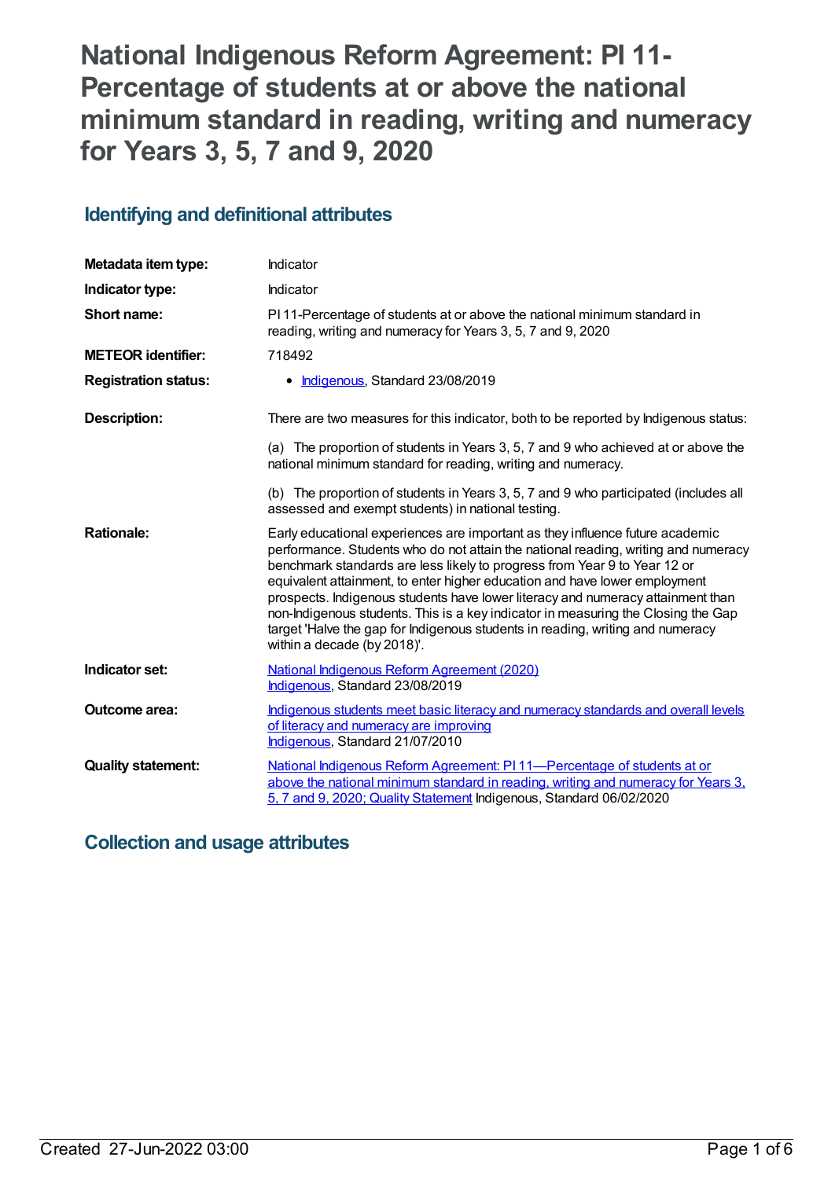# National Indigenous Reform Agreement: PI 11-Percentage of students at or above the national minimum standard in reading, writing and numeracy for Years 3, 5, 7 and 9, 2020

## Identifying and definitional attributes

| | |
|---|---|
| **Metadata item type:** | Indicator |
| **Indicator type:** | Indicator |
| **Short name:** | PI 11-Percentage of students at or above the national minimum standard in reading, writing and numeracy for Years 3, 5, 7 and 9, 2020 |
| **METEOR identifier:** | 718492 |
| **Registration status:** | • Indigenous, Standard 23/08/2019 |
| **Description:** | There are two measures for this indicator, both to be reported by Indigenous status: (a) The proportion of students in Years 3, 5, 7 and 9 who achieved at or above the national minimum standard for reading, writing and numeracy. (b) The proportion of students in Years 3, 5, 7 and 9 who participated (includes all assessed and exempt students) in national testing. |
| **Rationale:** | Early educational experiences are important as they influence future academic performance. Students who do not attain the national reading, writing and numeracy benchmark standards are less likely to progress from Year 9 to Year 12 or equivalent attainment, to enter higher education and have lower employment prospects. Indigenous students have lower literacy and numeracy attainment than non-Indigenous students. This is a key indicator in measuring the Closing the Gap target 'Halve the gap for Indigenous students in reading, writing and numeracy within a decade (by 2018)'. |
| **Indicator set:** | National Indigenous Reform Agreement (2020) Indigenous, Standard 23/08/2019 |
| **Outcome area:** | Indigenous students meet basic literacy and numeracy standards and overall levels of literacy and numeracy are improving Indigenous, Standard 21/07/2010 |
| **Quality statement:** | National Indigenous Reform Agreement: PI 11—Percentage of students at or above the national minimum standard in reading, writing and numeracy for Years 3, 5, 7 and 9, 2020; Quality Statement Indigenous, Standard 06/02/2020 |

## Collection and usage attributes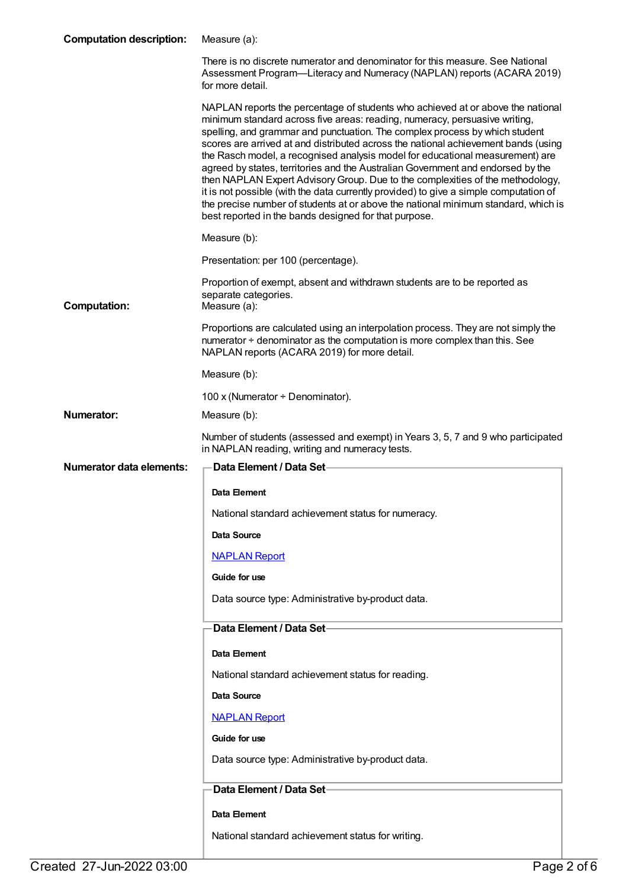**Computation description:** Measure (a):

There is no discrete numerator and denominator for this measure. See National Assessment Program—Literacy and Numeracy (NAPLAN) reports (ACARA 2019) for more detail.

NAPLAN reports the percentage of students who achieved at or above the national minimum standard across five areas: reading, numeracy, persuasive writing, spelling, and grammar and punctuation. The complex process by which student scores are arrived at and distributed across the national achievement bands (using the Rasch model, a recognised analysis model for educational measurement) are agreed by states, territories and the Australian Government and endorsed by the then NAPLAN Expert Advisory Group. Due to the complexities of the methodology, it is not possible (with the data currently provided) to give a simple computation of the precise number of students at or above the national minimum standard, which is best reported in the bands designed for that purpose.

Measure (b):

Presentation: per 100 (percentage).

Proportion of exempt, absent and withdrawn students are to be reported as separate categories.

**Computation:** Measure (a):

Proportions are calculated using an interpolation process. They are not simply the numerator ÷ denominator as the computation is more complex than this. See NAPLAN reports (ACARA 2019) for more detail.

Measure (b):

100 x (Numerator ÷ Denominator).

**Numerator:** Measure (b):

Number of students (assessed and exempt) in Years 3, 5, 7 and 9 who participated in NAPLAN reading, writing and numeracy tests.

**Numerator data elements:**

**Data Element / Data Set**

**Data Element**

National standard achievement status for numeracy.

**Data Source**

NAPLAN Report

**Guide for use**

Data source type: Administrative by-product data.

**Data Element / Data Set**

**Data Element**

National standard achievement status for reading.

**Data Source**

NAPLAN Report

**Guide for use**

Data source type: Administrative by-product data.

**Data Element / Data Set**

**Data Element**

National standard achievement status for writing.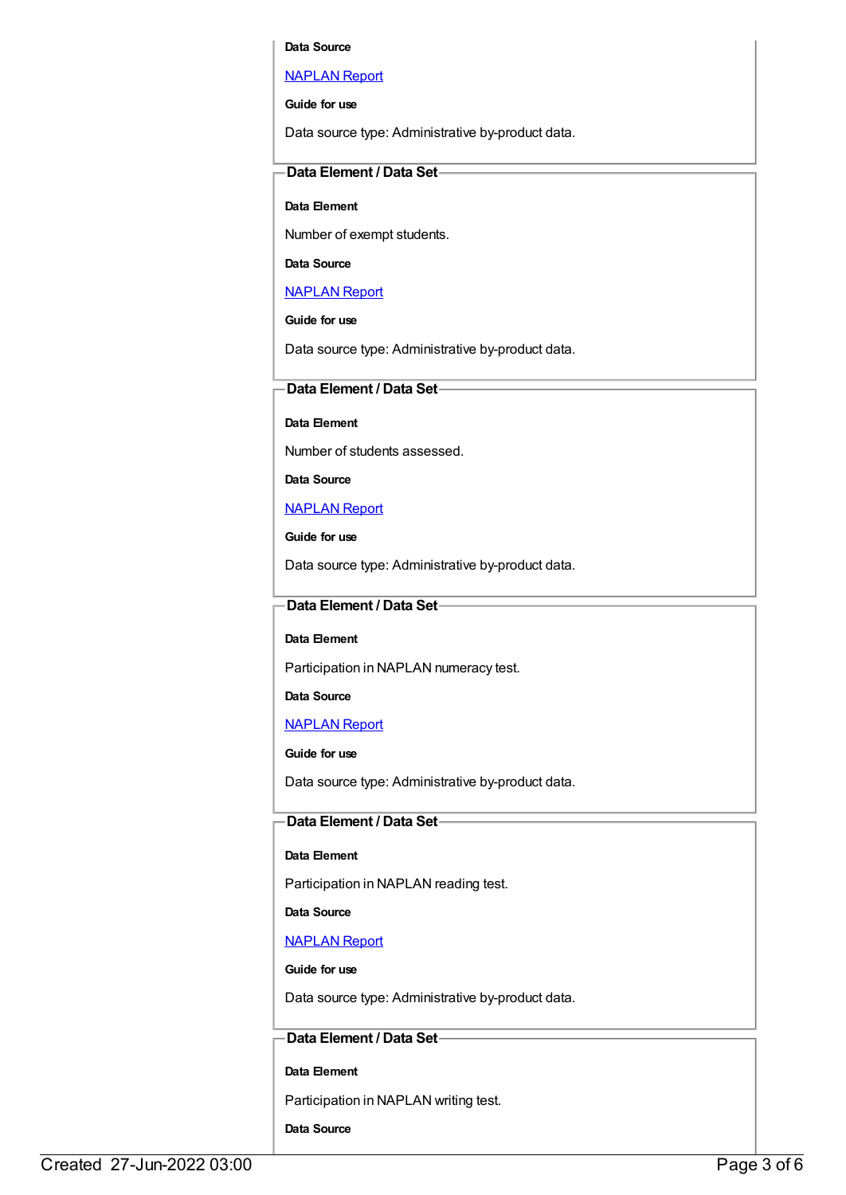**Data Source**

NAPLAN Report

**Guide for use**

Data source type: Administrative by-product data.

### Data Element / Data Set

**Data Element**

Number of exempt students.

**Data Source**

NAPLAN Report

**Guide for use**

Data source type: Administrative by-product data.

### Data Element / Data Set

**Data Element**

Number of students assessed.

**Data Source**

NAPLAN Report

**Guide for use**

Data source type: Administrative by-product data.

### Data Element / Data Set

**Data Element**

Participation in NAPLAN numeracy test.

**Data Source**

NAPLAN Report

**Guide for use**

Data source type: Administrative by-product data.

### Data Element / Data Set

**Data Element**

Participation in NAPLAN reading test.

**Data Source**

NAPLAN Report

**Guide for use**

Data source type: Administrative by-product data.

### Data Element / Data Set

**Data Element**

Participation in NAPLAN writing test.

**Data Source**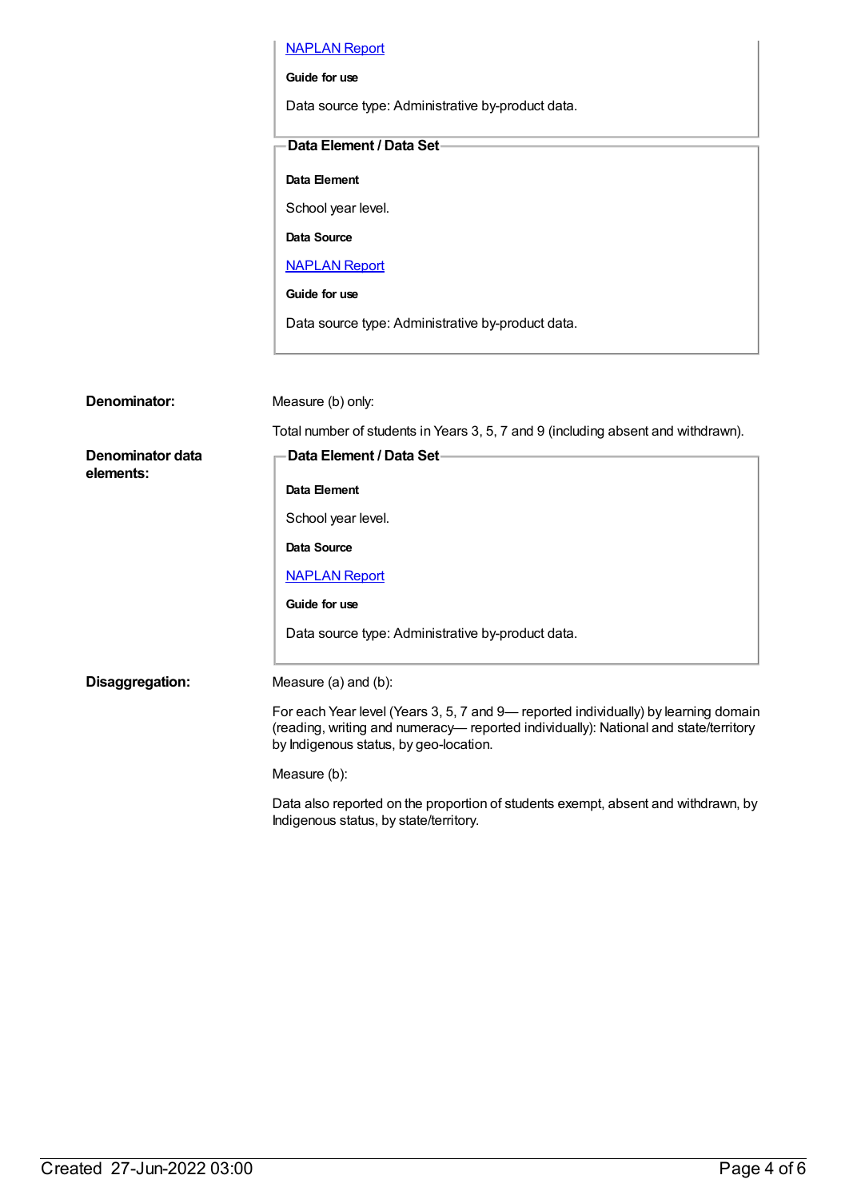[NAPLAN Report](#)

**Guide for use**

Data source type: Administrative by-product data.

**Data Element / Data Set**

**Data Element**

School year level.

**Data Source**

[NAPLAN Report](#)

**Guide for use**

Data source type: Administrative by-product data.

**Denominator:**

Measure (b) only:

Total number of students in Years 3, 5, 7 and 9 (including absent and withdrawn).

**Denominator data elements:**

**Data Element / Data Set**

**Data Element**

School year level.

**Data Source**

[NAPLAN Report](#)

**Guide for use**

Data source type: Administrative by-product data.

**Disaggregation:**

Measure (a) and (b):

For each Year level (Years 3, 5, 7 and 9— reported individually) by learning domain (reading, writing and numeracy— reported individually): National and state/territory by Indigenous status, by geo-location.

Measure (b):

Data also reported on the proportion of students exempt, absent and withdrawn, by Indigenous status, by state/territory.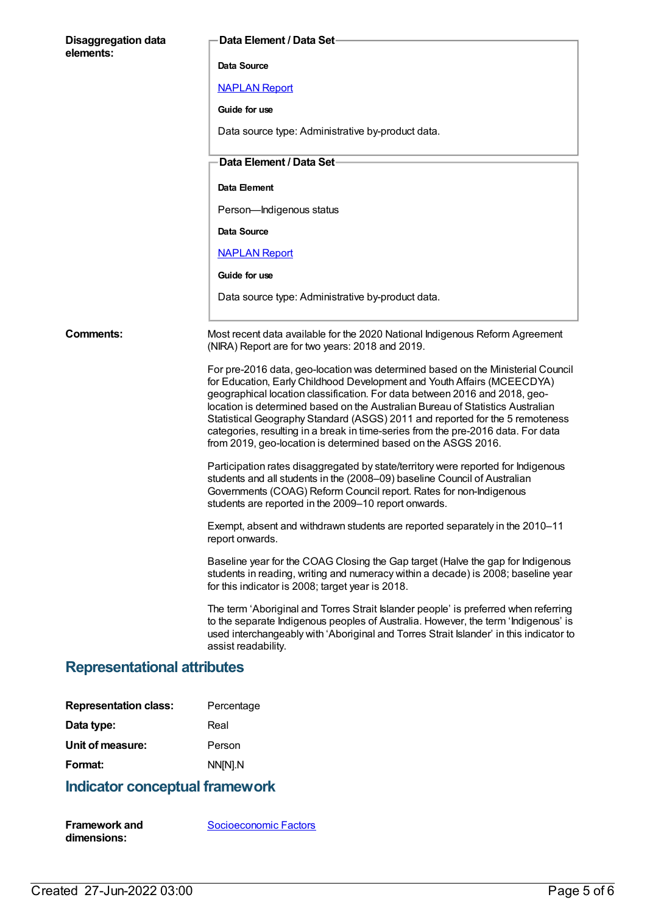**Disaggregation data elements:**

**Data Element / Data Set**

**Data Source**

NAPLAN Report

**Guide for use**

Data source type: Administrative by-product data.

**Data Element / Data Set**

**Data Element**

Person—Indigenous status

**Data Source**

NAPLAN Report

**Guide for use**

Data source type: Administrative by-product data.

**Comments:**

Most recent data available for the 2020 National Indigenous Reform Agreement (NIRA) Report are for two years: 2018 and 2019.

For pre-2016 data, geo-location was determined based on the Ministerial Council for Education, Early Childhood Development and Youth Affairs (MCEECDYA) geographical location classification. For data between 2016 and 2018, geo-location is determined based on the Australian Bureau of Statistics Australian Statistical Geography Standard (ASGS) 2011 and reported for the 5 remoteness categories, resulting in a break in time-series from the pre-2016 data. For data from 2019, geo-location is determined based on the ASGS 2016.

Participation rates disaggregated by state/territory were reported for Indigenous students and all students in the (2008–09) baseline Council of Australian Governments (COAG) Reform Council report. Rates for non-Indigenous students are reported in the 2009–10 report onwards.

Exempt, absent and withdrawn students are reported separately in the 2010–11 report onwards.

Baseline year for the COAG Closing the Gap target (Halve the gap for Indigenous students in reading, writing and numeracy within a decade) is 2008; baseline year for this indicator is 2008; target year is 2018.

The term 'Aboriginal and Torres Strait Islander people' is preferred when referring to the separate Indigenous peoples of Australia. However, the term 'Indigenous' is used interchangeably with 'Aboriginal and Torres Strait Islander' in this indicator to assist readability.

## Representational attributes

**Representation class:** Percentage

**Data type:** Real

**Unit of measure:** Person

**Format:** NN[N].N

## Indicator conceptual framework

**Framework and dimensions:** Socioeconomic Factors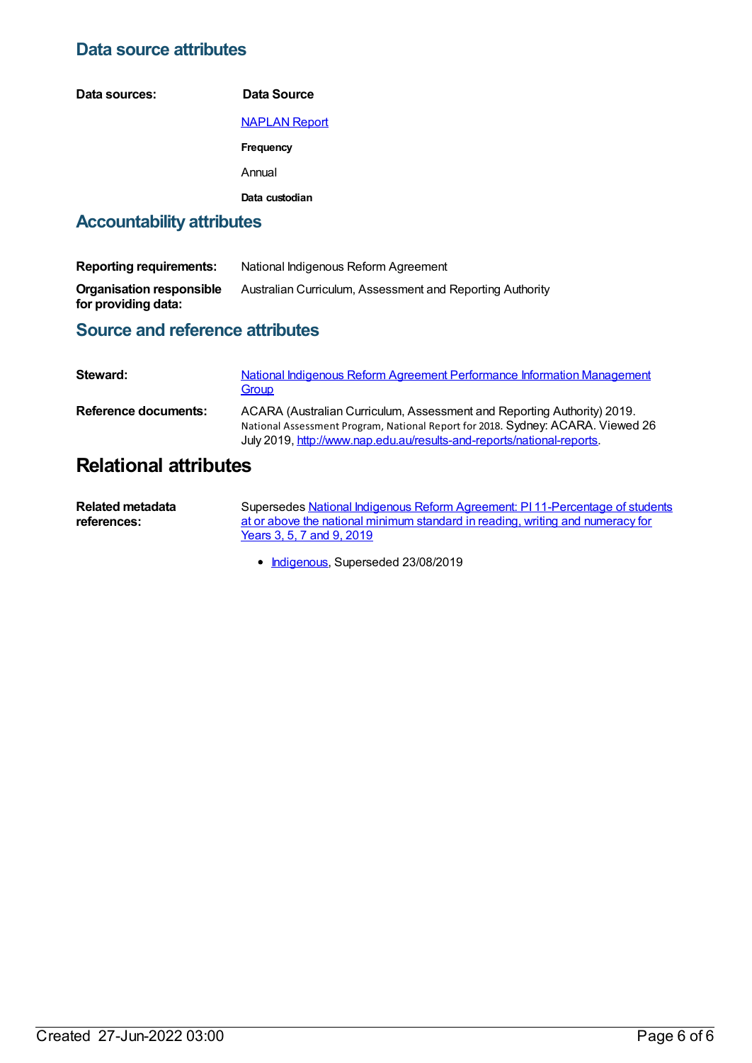## Data source attributes

**Data sources:**

**Data Source**

NAPLAN Report

**Frequency**

Annual

**Data custodian**

## Accountability attributes

| | |
|---|---|
| **Reporting requirements:** | National Indigenous Reform Agreement |
| **Organisation responsible for providing data:** | Australian Curriculum, Assessment and Reporting Authority |

## Source and reference attributes

| | |
|---|---|
| **Steward:** | National Indigenous Reform Agreement Performance Information Management Group |
| **Reference documents:** | ACARA (Australian Curriculum, Assessment and Reporting Authority) 2019. National Assessment Program, National Report for 2018. Sydney: ACARA. Viewed 26 July 2019, http://www.nap.edu.au/results-and-reports/national-reports. |

# Relational attributes

**Related metadata references:**

Supersedes National Indigenous Reform Agreement: PI 11-Percentage of students at or above the national minimum standard in reading, writing and numeracy for Years 3, 5, 7 and 9, 2019

- Indigenous, Superseded 23/08/2019